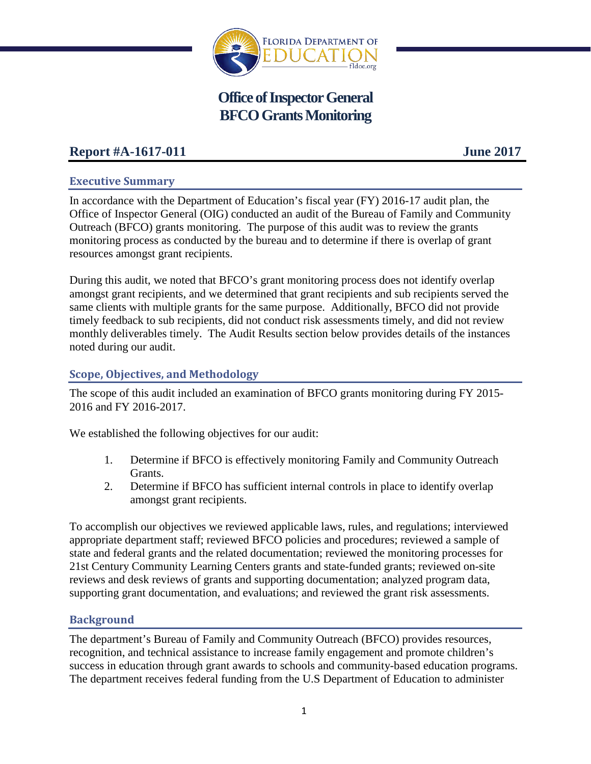# Office of Inspector General
# BFCO Grants Monitoring

**Report #A-1617-011** **June 2017**

## Executive Summary

In accordance with the Department of Education's fiscal year (FY) 2016-17 audit plan, the Office of Inspector General (OIG) conducted an audit of the Bureau of Family and Community Outreach (BFCO) grants monitoring. The purpose of this audit was to review the grants monitoring process as conducted by the bureau and to determine if there is overlap of grant resources amongst grant recipients.

During this audit, we noted that BFCO's grant monitoring process does not identify overlap amongst grant recipients, and we determined that grant recipients and sub recipients served the same clients with multiple grants for the same purpose. Additionally, BFCO did not provide timely feedback to sub recipients, did not conduct risk assessments timely, and did not review monthly deliverables timely. The Audit Results section below provides details of the instances noted during our audit.

## Scope, Objectives, and Methodology

The scope of this audit included an examination of BFCO grants monitoring during FY 2015-2016 and FY 2016-2017.

We established the following objectives for our audit:

1. Determine if BFCO is effectively monitoring Family and Community Outreach Grants.
2. Determine if BFCO has sufficient internal controls in place to identify overlap amongst grant recipients.

To accomplish our objectives we reviewed applicable laws, rules, and regulations; interviewed appropriate department staff; reviewed BFCO policies and procedures; reviewed a sample of state and federal grants and the related documentation; reviewed the monitoring processes for 21st Century Community Learning Centers grants and state-funded grants; reviewed on-site reviews and desk reviews of grants and supporting documentation; analyzed program data, supporting grant documentation, and evaluations; and reviewed the grant risk assessments.

## Background

The department's Bureau of Family and Community Outreach (BFCO) provides resources, recognition, and technical assistance to increase family engagement and promote children's success in education through grant awards to schools and community-based education programs. The department receives federal funding from the U.S Department of Education to administer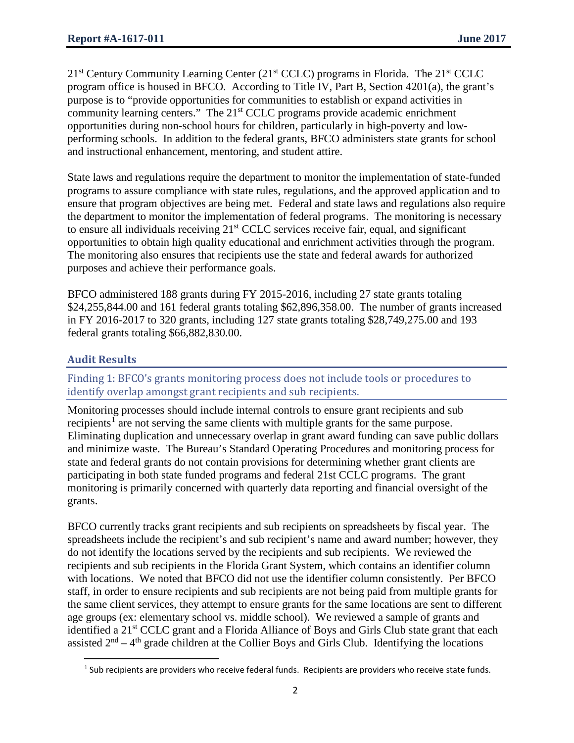21st Century Community Learning Center (21st CCLC) programs in Florida. The 21st CCLC program office is housed in BFCO. According to Title IV, Part B, Section 4201(a), the grant's purpose is to "provide opportunities for communities to establish or expand activities in community learning centers." The 21st CCLC programs provide academic enrichment opportunities during non-school hours for children, particularly in high-poverty and low-performing schools. In addition to the federal grants, BFCO administers state grants for school and instructional enhancement, mentoring, and student attire.

State laws and regulations require the department to monitor the implementation of state-funded programs to assure compliance with state rules, regulations, and the approved application and to ensure that program objectives are being met. Federal and state laws and regulations also require the department to monitor the implementation of federal programs. The monitoring is necessary to ensure all individuals receiving 21st CCLC services receive fair, equal, and significant opportunities to obtain high quality educational and enrichment activities through the program. The monitoring also ensures that recipients use the state and federal awards for authorized purposes and achieve their performance goals.

BFCO administered 188 grants during FY 2015-2016, including 27 state grants totaling $24,255,844.00 and 161 federal grants totaling $62,896,358.00. The number of grants increased in FY 2016-2017 to 320 grants, including 127 state grants totaling $28,749,275.00 and 193 federal grants totaling $66,882,830.00.

## Audit Results

### Finding 1: BFCO's grants monitoring process does not include tools or procedures to identify overlap amongst grant recipients and sub recipients.

Monitoring processes should include internal controls to ensure grant recipients and sub recipients[1] are not serving the same clients with multiple grants for the same purpose. Eliminating duplication and unnecessary overlap in grant award funding can save public dollars and minimize waste. The Bureau's Standard Operating Procedures and monitoring process for state and federal grants do not contain provisions for determining whether grant clients are participating in both state funded programs and federal 21st CCLC programs. The grant monitoring is primarily concerned with quarterly data reporting and financial oversight of the grants.

BFCO currently tracks grant recipients and sub recipients on spreadsheets by fiscal year. The spreadsheets include the recipient's and sub recipient's name and award number; however, they do not identify the locations served by the recipients and sub recipients. We reviewed the recipients and sub recipients in the Florida Grant System, which contains an identifier column with locations. We noted that BFCO did not use the identifier column consistently. Per BFCO staff, in order to ensure recipients and sub recipients are not being paid from multiple grants for the same client services, they attempt to ensure grants for the same locations are sent to different age groups (ex: elementary school vs. middle school). We reviewed a sample of grants and identified a 21st CCLC grant and a Florida Alliance of Boys and Girls Club state grant that each assisted 2nd – 4th grade children at the Collier Boys and Girls Club. Identifying the locations

[1] Sub recipients are providers who receive federal funds. Recipients are providers who receive state funds.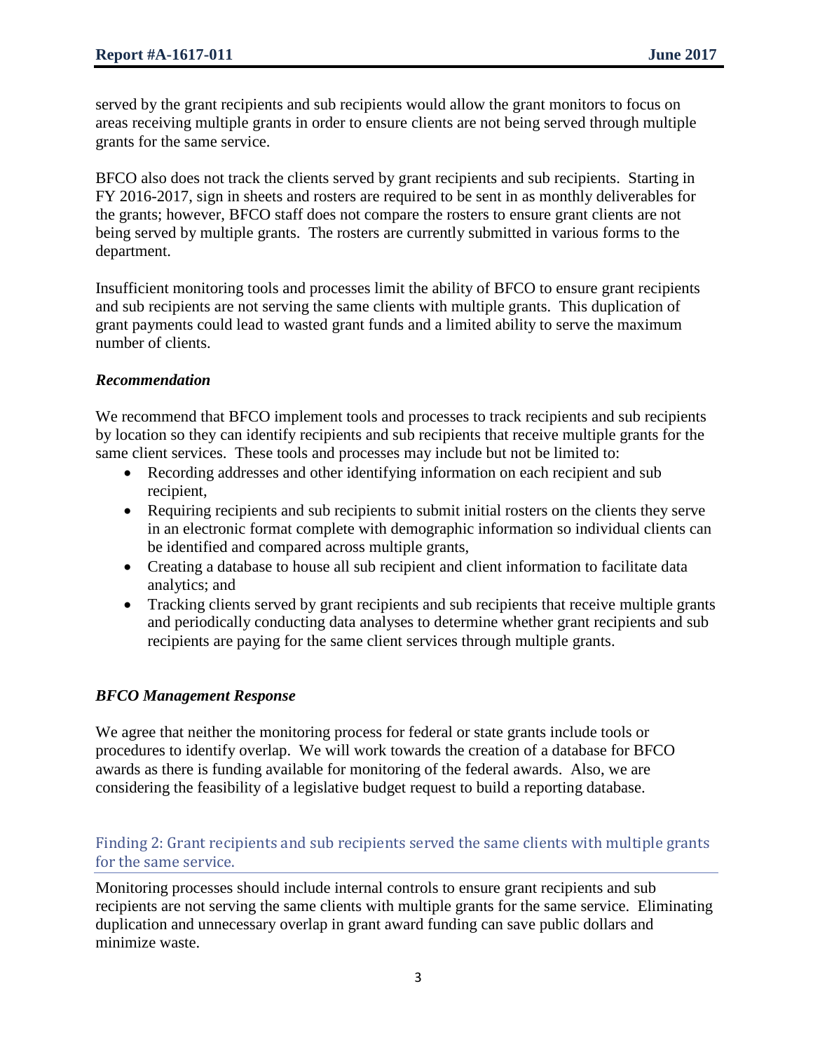served by the grant recipients and sub recipients would allow the grant monitors to focus on areas receiving multiple grants in order to ensure clients are not being served through multiple grants for the same service.

BFCO also does not track the clients served by grant recipients and sub recipients. Starting in FY 2016-2017, sign in sheets and rosters are required to be sent in as monthly deliverables for the grants; however, BFCO staff does not compare the rosters to ensure grant clients are not being served by multiple grants. The rosters are currently submitted in various forms to the department.

Insufficient monitoring tools and processes limit the ability of BFCO to ensure grant recipients and sub recipients are not serving the same clients with multiple grants. This duplication of grant payments could lead to wasted grant funds and a limited ability to serve the maximum number of clients.

### *Recommendation*

We recommend that BFCO implement tools and processes to track recipients and sub recipients by location so they can identify recipients and sub recipients that receive multiple grants for the same client services. These tools and processes may include but not be limited to:

- Recording addresses and other identifying information on each recipient and sub recipient,
- Requiring recipients and sub recipients to submit initial rosters on the clients they serve in an electronic format complete with demographic information so individual clients can be identified and compared across multiple grants,
- Creating a database to house all sub recipient and client information to facilitate data analytics; and
- Tracking clients served by grant recipients and sub recipients that receive multiple grants and periodically conducting data analyses to determine whether grant recipients and sub recipients are paying for the same client services through multiple grants.

### *BFCO Management Response*

We agree that neither the monitoring process for federal or state grants include tools or procedures to identify overlap. We will work towards the creation of a database for BFCO awards as there is funding available for monitoring of the federal awards. Also, we are considering the feasibility of a legislative budget request to build a reporting database.

## Finding 2: Grant recipients and sub recipients served the same clients with multiple grants for the same service.

Monitoring processes should include internal controls to ensure grant recipients and sub recipients are not serving the same clients with multiple grants for the same service. Eliminating duplication and unnecessary overlap in grant award funding can save public dollars and minimize waste.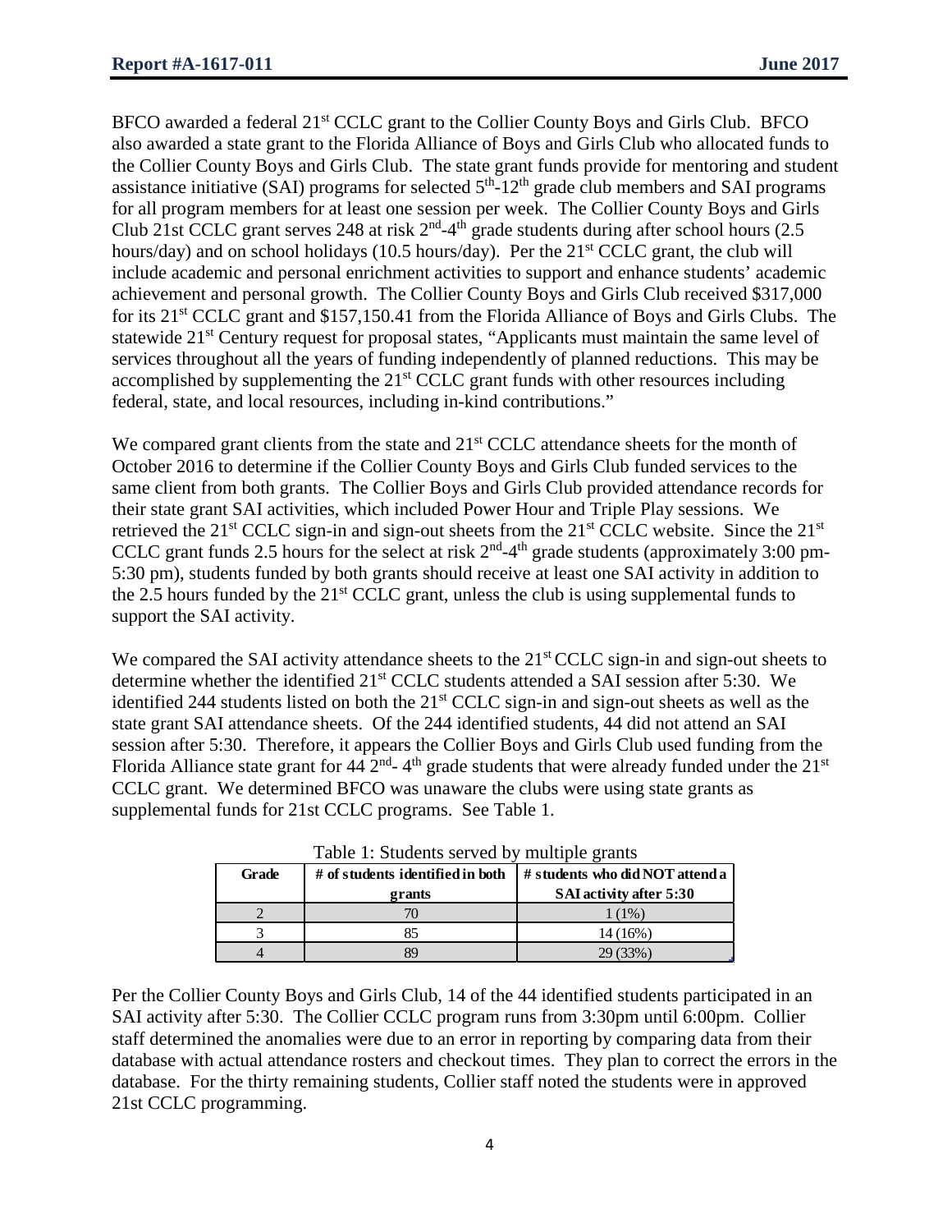BFCO awarded a federal 21st CCLC grant to the Collier County Boys and Girls Club. BFCO also awarded a state grant to the Florida Alliance of Boys and Girls Club who allocated funds to the Collier County Boys and Girls Club. The state grant funds provide for mentoring and student assistance initiative (SAI) programs for selected 5th-12th grade club members and SAI programs for all program members for at least one session per week. The Collier County Boys and Girls Club 21st CCLC grant serves 248 at risk 2nd-4th grade students during after school hours (2.5 hours/day) and on school holidays (10.5 hours/day). Per the 21st CCLC grant, the club will include academic and personal enrichment activities to support and enhance students' academic achievement and personal growth. The Collier County Boys and Girls Club received $317,000 for its 21st CCLC grant and $157,150.41 from the Florida Alliance of Boys and Girls Clubs. The statewide 21st Century request for proposal states, "Applicants must maintain the same level of services throughout all the years of funding independently of planned reductions. This may be accomplished by supplementing the 21st CCLC grant funds with other resources including federal, state, and local resources, including in-kind contributions."

We compared grant clients from the state and 21st CCLC attendance sheets for the month of October 2016 to determine if the Collier County Boys and Girls Club funded services to the same client from both grants. The Collier Boys and Girls Club provided attendance records for their state grant SAI activities, which included Power Hour and Triple Play sessions. We retrieved the 21st CCLC sign-in and sign-out sheets from the 21st CCLC website. Since the 21st CCLC grant funds 2.5 hours for the select at risk 2nd-4th grade students (approximately 3:00 pm-5:30 pm), students funded by both grants should receive at least one SAI activity in addition to the 2.5 hours funded by the 21st CCLC grant, unless the club is using supplemental funds to support the SAI activity.

We compared the SAI activity attendance sheets to the 21st CCLC sign-in and sign-out sheets to determine whether the identified 21st CCLC students attended a SAI session after 5:30. We identified 244 students listed on both the 21st CCLC sign-in and sign-out sheets as well as the state grant SAI attendance sheets. Of the 244 identified students, 44 did not attend an SAI session after 5:30. Therefore, it appears the Collier Boys and Girls Club used funding from the Florida Alliance state grant for 44 2nd- 4th grade students that were already funded under the 21st CCLC grant. We determined BFCO was unaware the clubs were using state grants as supplemental funds for 21st CCLC programs. See Table 1.

Table 1: Students served by multiple grants

| Grade | # of students identified in both grants | # students who did NOT attend a SAI activity after 5:30 |
|---|---|---|
| 2 | 70 | 1 (1%) |
| 3 | 85 | 14 (16%) |
| 4 | 89 | 29 (33%) |

Per the Collier County Boys and Girls Club, 14 of the 44 identified students participated in an SAI activity after 5:30. The Collier CCLC program runs from 3:30pm until 6:00pm. Collier staff determined the anomalies were due to an error in reporting by comparing data from their database with actual attendance rosters and checkout times. They plan to correct the errors in the database. For the thirty remaining students, Collier staff noted the students were in approved 21st CCLC programming.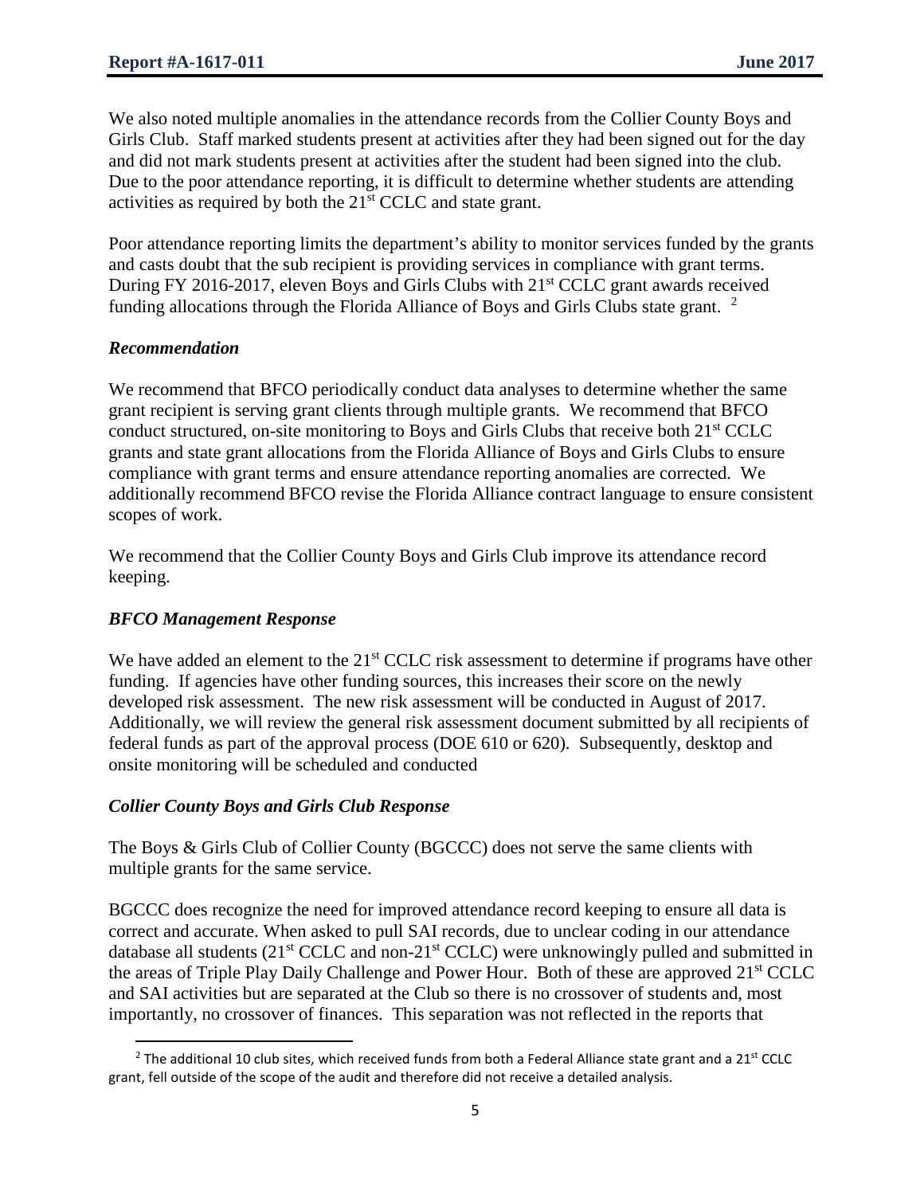We also noted multiple anomalies in the attendance records from the Collier County Boys and Girls Club. Staff marked students present at activities after they had been signed out for the day and did not mark students present at activities after the student had been signed into the club. Due to the poor attendance reporting, it is difficult to determine whether students are attending activities as required by both the 21st CCLC and state grant.

Poor attendance reporting limits the department's ability to monitor services funded by the grants and casts doubt that the sub recipient is providing services in compliance with grant terms. During FY 2016-2017, eleven Boys and Girls Clubs with 21st CCLC grant awards received funding allocations through the Florida Alliance of Boys and Girls Clubs state grant. [2]

### *Recommendation*

We recommend that BFCO periodically conduct data analyses to determine whether the same grant recipient is serving grant clients through multiple grants. We recommend that BFCO conduct structured, on-site monitoring to Boys and Girls Clubs that receive both 21st CCLC grants and state grant allocations from the Florida Alliance of Boys and Girls Clubs to ensure compliance with grant terms and ensure attendance reporting anomalies are corrected. We additionally recommend BFCO revise the Florida Alliance contract language to ensure consistent scopes of work.

We recommend that the Collier County Boys and Girls Club improve its attendance record keeping.

### *BFCO Management Response*

We have added an element to the 21st CCLC risk assessment to determine if programs have other funding. If agencies have other funding sources, this increases their score on the newly developed risk assessment. The new risk assessment will be conducted in August of 2017. Additionally, we will review the general risk assessment document submitted by all recipients of federal funds as part of the approval process (DOE 610 or 620). Subsequently, desktop and onsite monitoring will be scheduled and conducted

### *Collier County Boys and Girls Club Response*

The Boys & Girls Club of Collier County (BGCCC) does not serve the same clients with multiple grants for the same service.

BGCCC does recognize the need for improved attendance record keeping to ensure all data is correct and accurate. When asked to pull SAI records, due to unclear coding in our attendance database all students (21st CCLC and non-21st CCLC) were unknowingly pulled and submitted in the areas of Triple Play Daily Challenge and Power Hour. Both of these are approved 21st CCLC and SAI activities but are separated at the Club so there is no crossover of students and, most importantly, no crossover of finances. This separation was not reflected in the reports that

---

[2] The additional 10 club sites, which received funds from both a Federal Alliance state grant and a 21st CCLC grant, fell outside of the scope of the audit and therefore did not receive a detailed analysis.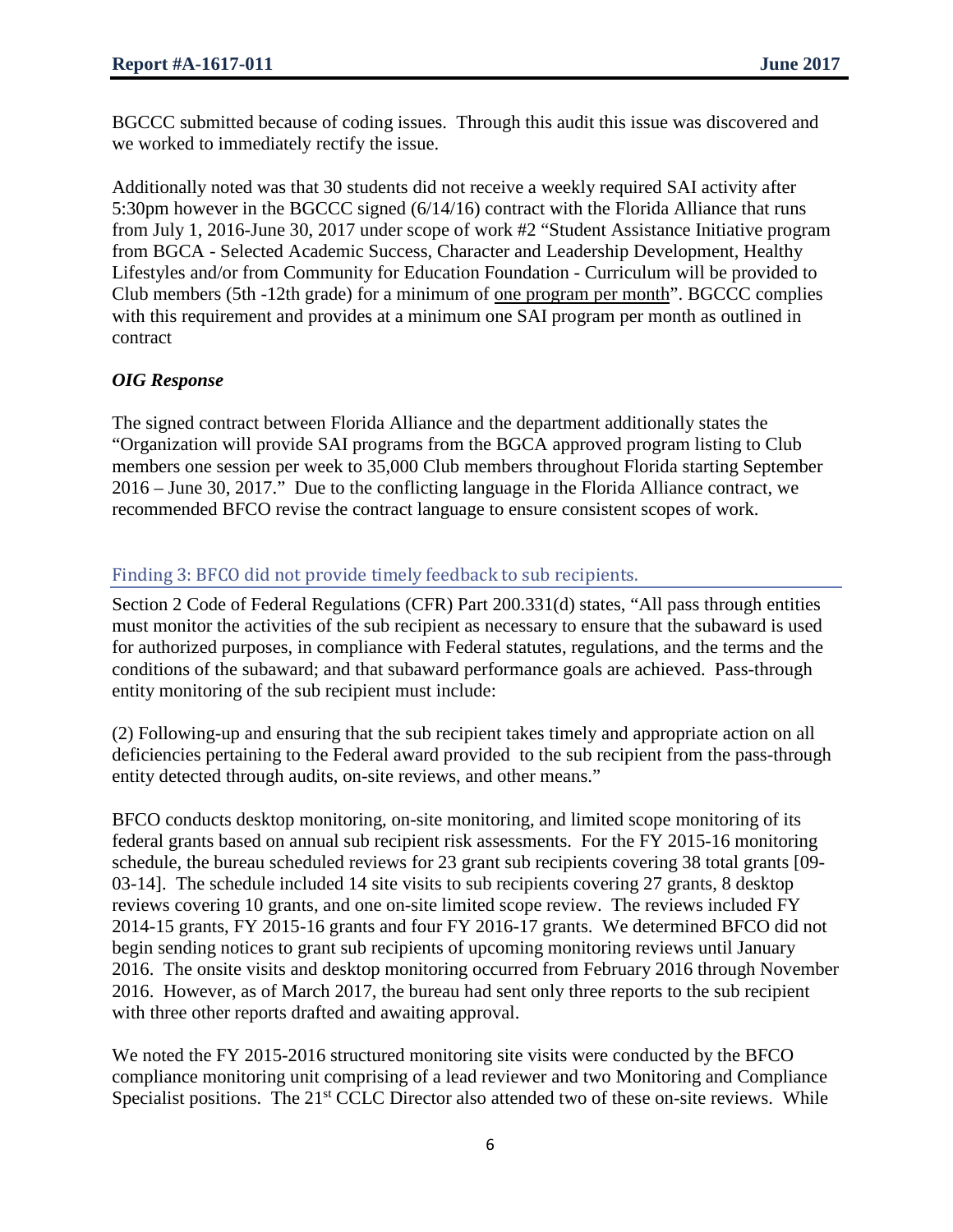BGCCC submitted because of coding issues. Through this audit this issue was discovered and we worked to immediately rectify the issue.

Additionally noted was that 30 students did not receive a weekly required SAI activity after 5:30pm however in the BGCCC signed (6/14/16) contract with the Florida Alliance that runs from July 1, 2016-June 30, 2017 under scope of work #2 "Student Assistance Initiative program from BGCA - Selected Academic Success, Character and Leadership Development, Healthy Lifestyles and/or from Community for Education Foundation - Curriculum will be provided to Club members (5th -12th grade) for a minimum of <u>one program per month</u>". BGCCC complies with this requirement and provides at a minimum one SAI program per month as outlined in contract

***OIG Response***

The signed contract between Florida Alliance and the department additionally states the "Organization will provide SAI programs from the BGCA approved program listing to Club members one session per week to 35,000 Club members throughout Florida starting September 2016 – June 30, 2017." Due to the conflicting language in the Florida Alliance contract, we recommended BFCO revise the contract language to ensure consistent scopes of work.

## Finding 3: BFCO did not provide timely feedback to sub recipients.

Section 2 Code of Federal Regulations (CFR) Part 200.331(d) states, "All pass through entities must monitor the activities of the sub recipient as necessary to ensure that the subaward is used for authorized purposes, in compliance with Federal statutes, regulations, and the terms and the conditions of the subaward; and that subaward performance goals are achieved. Pass-through entity monitoring of the sub recipient must include:

(2) Following-up and ensuring that the sub recipient takes timely and appropriate action on all deficiencies pertaining to the Federal award provided to the sub recipient from the pass-through entity detected through audits, on-site reviews, and other means."

BFCO conducts desktop monitoring, on-site monitoring, and limited scope monitoring of its federal grants based on annual sub recipient risk assessments. For the FY 2015-16 monitoring schedule, the bureau scheduled reviews for 23 grant sub recipients covering 38 total grants [09-03-14]. The schedule included 14 site visits to sub recipients covering 27 grants, 8 desktop reviews covering 10 grants, and one on-site limited scope review. The reviews included FY 2014-15 grants, FY 2015-16 grants and four FY 2016-17 grants. We determined BFCO did not begin sending notices to grant sub recipients of upcoming monitoring reviews until January 2016. The onsite visits and desktop monitoring occurred from February 2016 through November 2016. However, as of March 2017, the bureau had sent only three reports to the sub recipient with three other reports drafted and awaiting approval.

We noted the FY 2015-2016 structured monitoring site visits were conducted by the BFCO compliance monitoring unit comprising of a lead reviewer and two Monitoring and Compliance Specialist positions. The 21st CCLC Director also attended two of these on-site reviews. While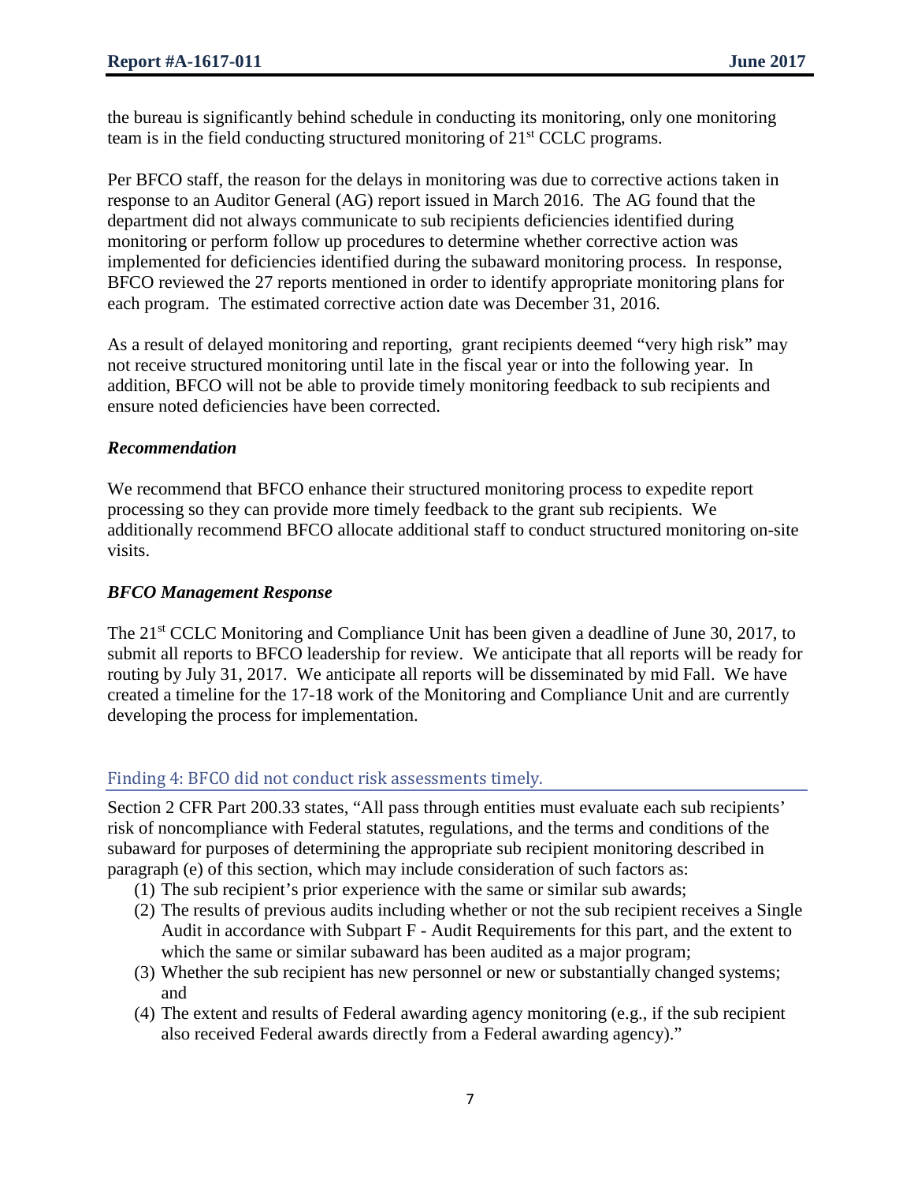the bureau is significantly behind schedule in conducting its monitoring, only one monitoring team is in the field conducting structured monitoring of 21st CCLC programs.

Per BFCO staff, the reason for the delays in monitoring was due to corrective actions taken in response to an Auditor General (AG) report issued in March 2016. The AG found that the department did not always communicate to sub recipients deficiencies identified during monitoring or perform follow up procedures to determine whether corrective action was implemented for deficiencies identified during the subaward monitoring process. In response, BFCO reviewed the 27 reports mentioned in order to identify appropriate monitoring plans for each program. The estimated corrective action date was December 31, 2016.

As a result of delayed monitoring and reporting, grant recipients deemed "very high risk" may not receive structured monitoring until late in the fiscal year or into the following year. In addition, BFCO will not be able to provide timely monitoring feedback to sub recipients and ensure noted deficiencies have been corrected.

### *Recommendation*

We recommend that BFCO enhance their structured monitoring process to expedite report processing so they can provide more timely feedback to the grant sub recipients. We additionally recommend BFCO allocate additional staff to conduct structured monitoring on-site visits.

### *BFCO Management Response*

The 21st CCLC Monitoring and Compliance Unit has been given a deadline of June 30, 2017, to submit all reports to BFCO leadership for review. We anticipate that all reports will be ready for routing by July 31, 2017. We anticipate all reports will be disseminated by mid Fall. We have created a timeline for the 17-18 work of the Monitoring and Compliance Unit and are currently developing the process for implementation.

## Finding 4: BFCO did not conduct risk assessments timely.

Section 2 CFR Part 200.33 states, "All pass through entities must evaluate each sub recipients' risk of noncompliance with Federal statutes, regulations, and the terms and conditions of the subaward for purposes of determining the appropriate sub recipient monitoring described in paragraph (e) of this section, which may include consideration of such factors as:

1. The sub recipient's prior experience with the same or similar sub awards;
2. The results of previous audits including whether or not the sub recipient receives a Single Audit in accordance with Subpart F - Audit Requirements for this part, and the extent to which the same or similar subaward has been audited as a major program;
3. Whether the sub recipient has new personnel or new or substantially changed systems; and
4. The extent and results of Federal awarding agency monitoring (e.g., if the sub recipient also received Federal awards directly from a Federal awarding agency)."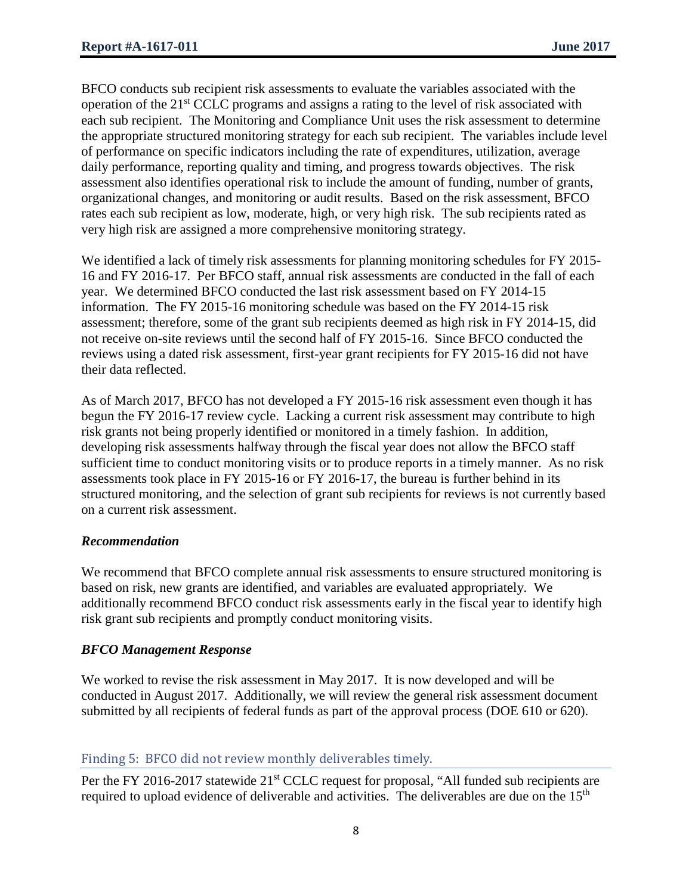BFCO conducts sub recipient risk assessments to evaluate the variables associated with the operation of the 21st CCLC programs and assigns a rating to the level of risk associated with each sub recipient. The Monitoring and Compliance Unit uses the risk assessment to determine the appropriate structured monitoring strategy for each sub recipient. The variables include level of performance on specific indicators including the rate of expenditures, utilization, average daily performance, reporting quality and timing, and progress towards objectives. The risk assessment also identifies operational risk to include the amount of funding, number of grants, organizational changes, and monitoring or audit results. Based on the risk assessment, BFCO rates each sub recipient as low, moderate, high, or very high risk. The sub recipients rated as very high risk are assigned a more comprehensive monitoring strategy.

We identified a lack of timely risk assessments for planning monitoring schedules for FY 2015-16 and FY 2016-17. Per BFCO staff, annual risk assessments are conducted in the fall of each year. We determined BFCO conducted the last risk assessment based on FY 2014-15 information. The FY 2015-16 monitoring schedule was based on the FY 2014-15 risk assessment; therefore, some of the grant sub recipients deemed as high risk in FY 2014-15, did not receive on-site reviews until the second half of FY 2015-16. Since BFCO conducted the reviews using a dated risk assessment, first-year grant recipients for FY 2015-16 did not have their data reflected.

As of March 2017, BFCO has not developed a FY 2015-16 risk assessment even though it has begun the FY 2016-17 review cycle. Lacking a current risk assessment may contribute to high risk grants not being properly identified or monitored in a timely fashion. In addition, developing risk assessments halfway through the fiscal year does not allow the BFCO staff sufficient time to conduct monitoring visits or to produce reports in a timely manner. As no risk assessments took place in FY 2015-16 or FY 2016-17, the bureau is further behind in its structured monitoring, and the selection of grant sub recipients for reviews is not currently based on a current risk assessment.

### *Recommendation*

We recommend that BFCO complete annual risk assessments to ensure structured monitoring is based on risk, new grants are identified, and variables are evaluated appropriately. We additionally recommend BFCO conduct risk assessments early in the fiscal year to identify high risk grant sub recipients and promptly conduct monitoring visits.

### *BFCO Management Response*

We worked to revise the risk assessment in May 2017. It is now developed and will be conducted in August 2017. Additionally, we will review the general risk assessment document submitted by all recipients of federal funds as part of the approval process (DOE 610 or 620).

## Finding 5: BFCO did not review monthly deliverables timely.

Per the FY 2016-2017 statewide 21st CCLC request for proposal, "All funded sub recipients are required to upload evidence of deliverable and activities. The deliverables are due on the 15th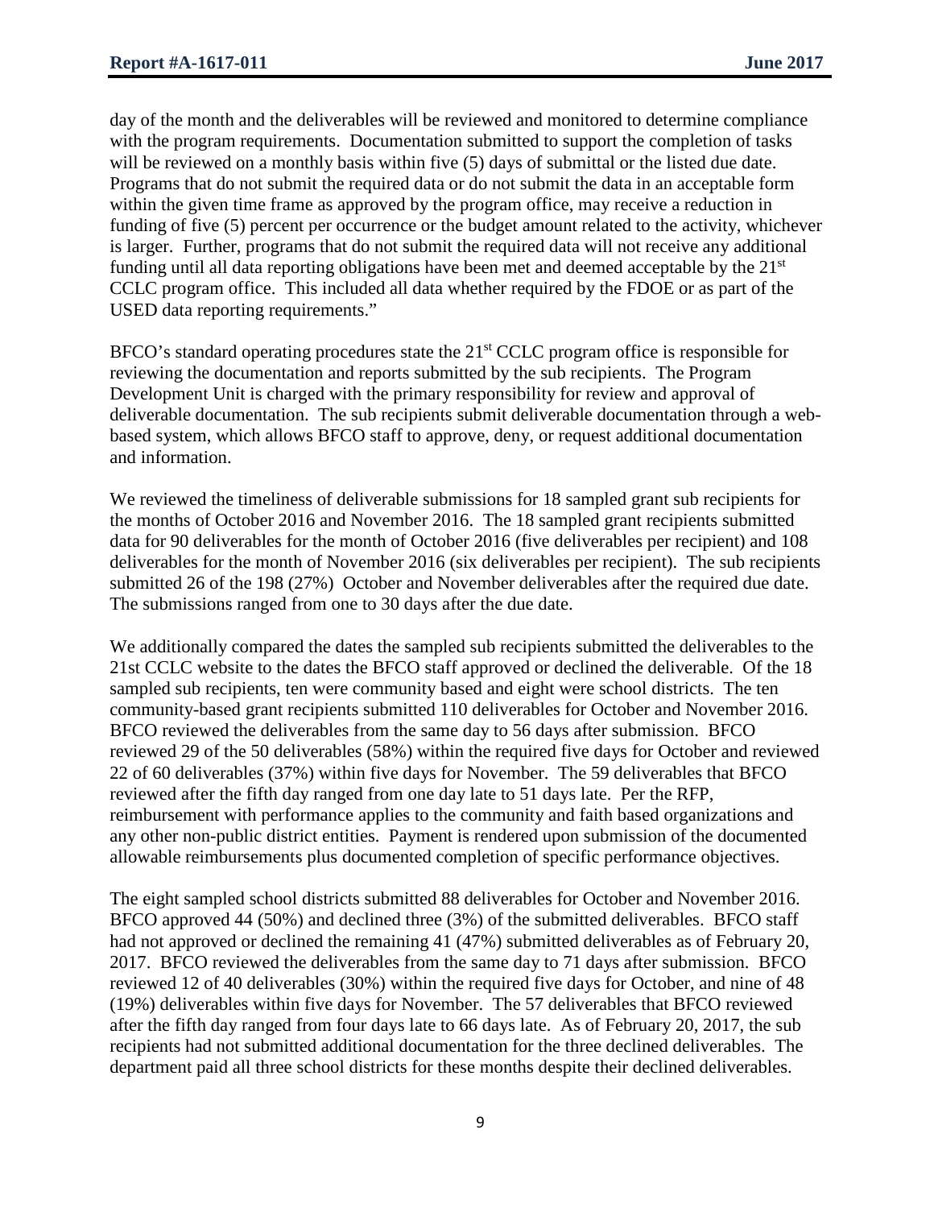day of the month and the deliverables will be reviewed and monitored to determine compliance with the program requirements. Documentation submitted to support the completion of tasks will be reviewed on a monthly basis within five (5) days of submittal or the listed due date. Programs that do not submit the required data or do not submit the data in an acceptable form within the given time frame as approved by the program office, may receive a reduction in funding of five (5) percent per occurrence or the budget amount related to the activity, whichever is larger. Further, programs that do not submit the required data will not receive any additional funding until all data reporting obligations have been met and deemed acceptable by the 21st CCLC program office. This included all data whether required by the FDOE or as part of the USED data reporting requirements."

BFCO's standard operating procedures state the 21st CCLC program office is responsible for reviewing the documentation and reports submitted by the sub recipients. The Program Development Unit is charged with the primary responsibility for review and approval of deliverable documentation. The sub recipients submit deliverable documentation through a web-based system, which allows BFCO staff to approve, deny, or request additional documentation and information.

We reviewed the timeliness of deliverable submissions for 18 sampled grant sub recipients for the months of October 2016 and November 2016. The 18 sampled grant recipients submitted data for 90 deliverables for the month of October 2016 (five deliverables per recipient) and 108 deliverables for the month of November 2016 (six deliverables per recipient). The sub recipients submitted 26 of the 198 (27%) October and November deliverables after the required due date. The submissions ranged from one to 30 days after the due date.

We additionally compared the dates the sampled sub recipients submitted the deliverables to the 21st CCLC website to the dates the BFCO staff approved or declined the deliverable. Of the 18 sampled sub recipients, ten were community based and eight were school districts. The ten community-based grant recipients submitted 110 deliverables for October and November 2016. BFCO reviewed the deliverables from the same day to 56 days after submission. BFCO reviewed 29 of the 50 deliverables (58%) within the required five days for October and reviewed 22 of 60 deliverables (37%) within five days for November. The 59 deliverables that BFCO reviewed after the fifth day ranged from one day late to 51 days late. Per the RFP, reimbursement with performance applies to the community and faith based organizations and any other non-public district entities. Payment is rendered upon submission of the documented allowable reimbursements plus documented completion of specific performance objectives.

The eight sampled school districts submitted 88 deliverables for October and November 2016. BFCO approved 44 (50%) and declined three (3%) of the submitted deliverables. BFCO staff had not approved or declined the remaining 41 (47%) submitted deliverables as of February 20, 2017. BFCO reviewed the deliverables from the same day to 71 days after submission. BFCO reviewed 12 of 40 deliverables (30%) within the required five days for October, and nine of 48 (19%) deliverables within five days for November. The 57 deliverables that BFCO reviewed after the fifth day ranged from four days late to 66 days late. As of February 20, 2017, the sub recipients had not submitted additional documentation for the three declined deliverables. The department paid all three school districts for these months despite their declined deliverables.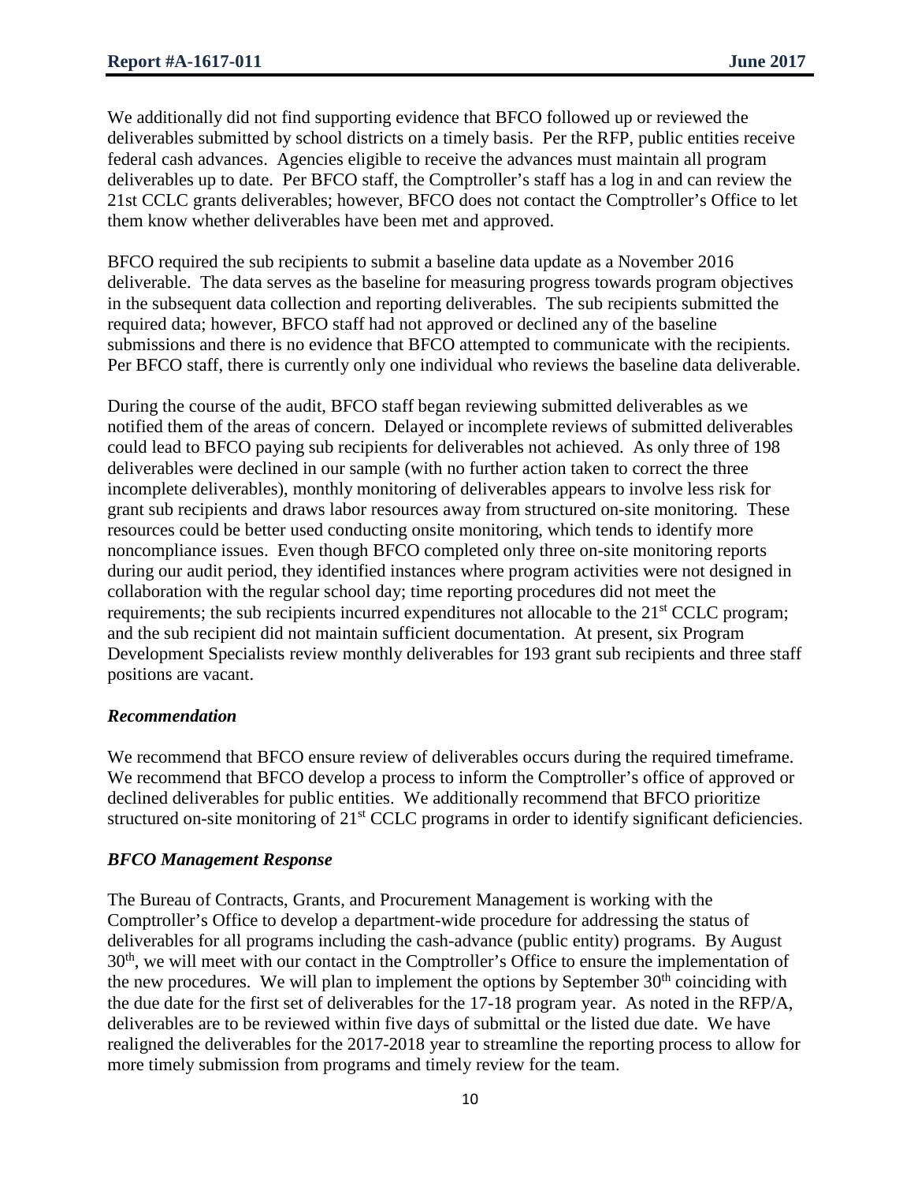We additionally did not find supporting evidence that BFCO followed up or reviewed the deliverables submitted by school districts on a timely basis. Per the RFP, public entities receive federal cash advances. Agencies eligible to receive the advances must maintain all program deliverables up to date. Per BFCO staff, the Comptroller's staff has a log in and can review the 21st CCLC grants deliverables; however, BFCO does not contact the Comptroller's Office to let them know whether deliverables have been met and approved.

BFCO required the sub recipients to submit a baseline data update as a November 2016 deliverable. The data serves as the baseline for measuring progress towards program objectives in the subsequent data collection and reporting deliverables. The sub recipients submitted the required data; however, BFCO staff had not approved or declined any of the baseline submissions and there is no evidence that BFCO attempted to communicate with the recipients. Per BFCO staff, there is currently only one individual who reviews the baseline data deliverable.

During the course of the audit, BFCO staff began reviewing submitted deliverables as we notified them of the areas of concern. Delayed or incomplete reviews of submitted deliverables could lead to BFCO paying sub recipients for deliverables not achieved. As only three of 198 deliverables were declined in our sample (with no further action taken to correct the three incomplete deliverables), monthly monitoring of deliverables appears to involve less risk for grant sub recipients and draws labor resources away from structured on-site monitoring. These resources could be better used conducting onsite monitoring, which tends to identify more noncompliance issues. Even though BFCO completed only three on-site monitoring reports during our audit period, they identified instances where program activities were not designed in collaboration with the regular school day; time reporting procedures did not meet the requirements; the sub recipients incurred expenditures not allocable to the 21st CCLC program; and the sub recipient did not maintain sufficient documentation. At present, six Program Development Specialists review monthly deliverables for 193 grant sub recipients and three staff positions are vacant.

### *Recommendation*

We recommend that BFCO ensure review of deliverables occurs during the required timeframe. We recommend that BFCO develop a process to inform the Comptroller's office of approved or declined deliverables for public entities. We additionally recommend that BFCO prioritize structured on-site monitoring of 21st CCLC programs in order to identify significant deficiencies.

### *BFCO Management Response*

The Bureau of Contracts, Grants, and Procurement Management is working with the Comptroller's Office to develop a department-wide procedure for addressing the status of deliverables for all programs including the cash-advance (public entity) programs. By August 30th, we will meet with our contact in the Comptroller's Office to ensure the implementation of the new procedures. We will plan to implement the options by September 30th coinciding with the due date for the first set of deliverables for the 17-18 program year. As noted in the RFP/A, deliverables are to be reviewed within five days of submittal or the listed due date. We have realigned the deliverables for the 2017-2018 year to streamline the reporting process to allow for more timely submission from programs and timely review for the team.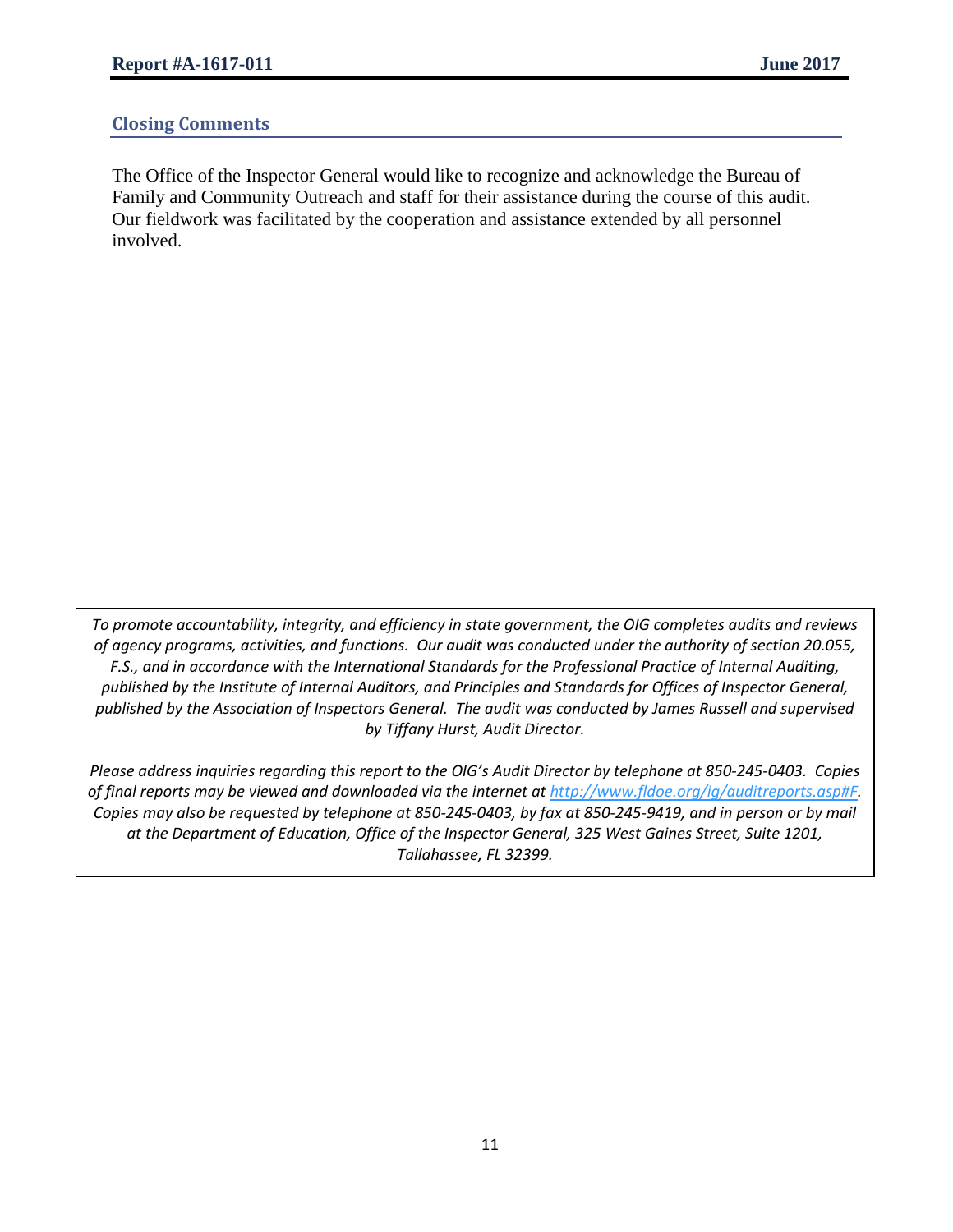## Closing Comments

The Office of the Inspector General would like to recognize and acknowledge the Bureau of Family and Community Outreach and staff for their assistance during the course of this audit. Our fieldwork was facilitated by the cooperation and assistance extended by all personnel involved.

*To promote accountability, integrity, and efficiency in state government, the OIG completes audits and reviews of agency programs, activities, and functions. Our audit was conducted under the authority of section 20.055, F.S., and in accordance with the International Standards for the Professional Practice of Internal Auditing, published by the Institute of Internal Auditors, and Principles and Standards for Offices of Inspector General, published by the Association of Inspectors General. The audit was conducted by James Russell and supervised by Tiffany Hurst, Audit Director.*

*Please address inquiries regarding this report to the OIG's Audit Director by telephone at 850-245-0403. Copies of final reports may be viewed and downloaded via the internet at http://www.fldoe.org/ig/auditreports.asp#F. Copies may also be requested by telephone at 850-245-0403, by fax at 850-245-9419, and in person or by mail at the Department of Education, Office of the Inspector General, 325 West Gaines Street, Suite 1201, Tallahassee, FL 32399.*